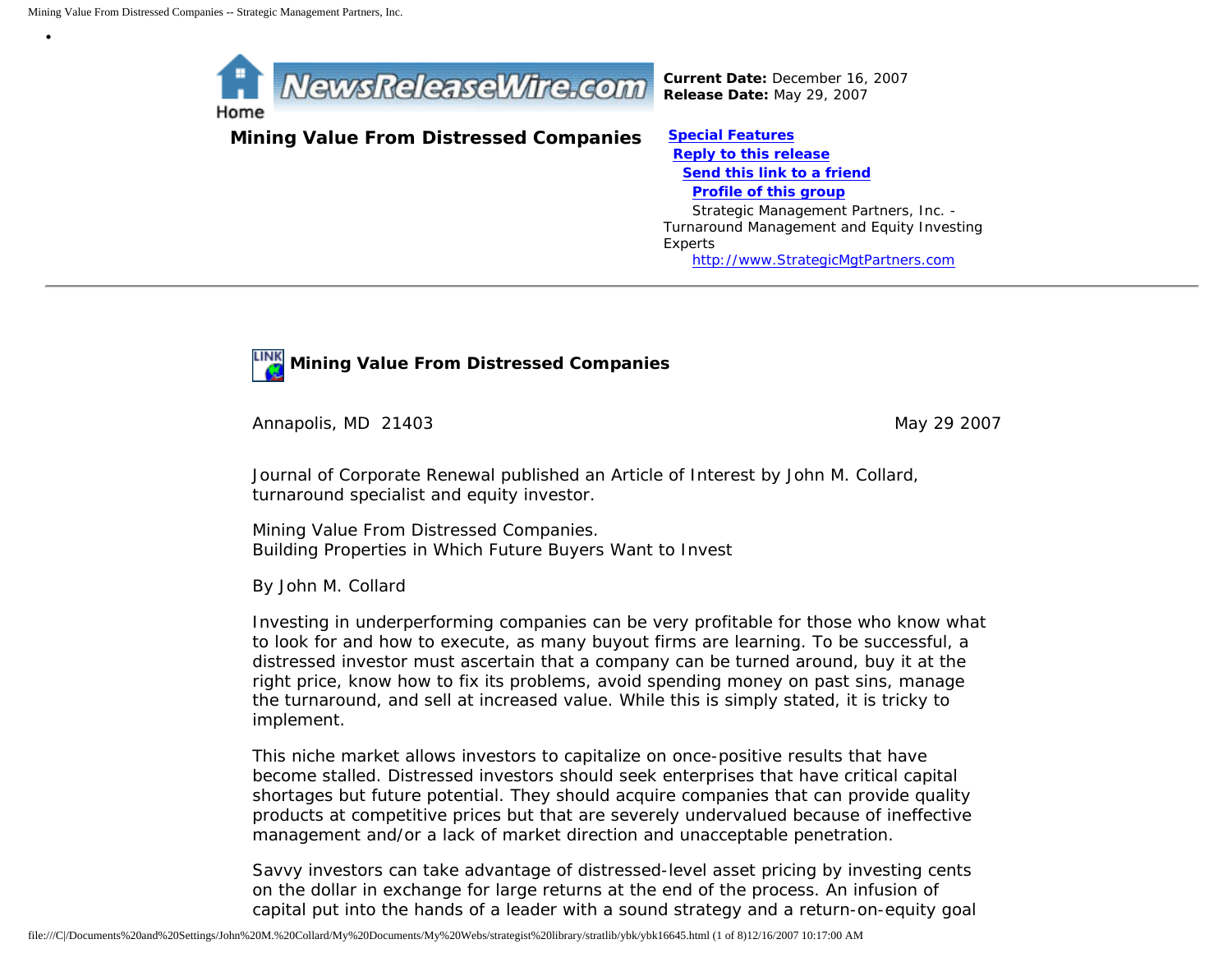Home

**Current Date:** December 16, 2007
**Release Date:** May 29, 2007

## Mining Value From Distressed Companies

**Special Features**
**Reply to this release**
**Send this link to a friend**
**Profile of this group**

Strategic Management Partners, Inc. - Turnaround Management and Equity Investing Experts
http://www.StrategicMgtPartners.com

---

### Mining Value From Distressed Companies

Annapolis, MD 21403 May 29 2007

Journal of Corporate Renewal published an Article of Interest by John M. Collard, turnaround specialist and equity investor.

Mining Value From Distressed Companies.
Building Properties in Which Future Buyers Want to Invest

By John M. Collard

Investing in underperforming companies can be very profitable for those who know what to look for and how to execute, as many buyout firms are learning. To be successful, a distressed investor must ascertain that a company can be turned around, buy it at the right price, know how to fix its problems, avoid spending money on past sins, manage the turnaround, and sell at increased value. While this is simply stated, it is tricky to implement.

This niche market allows investors to capitalize on once-positive results that have become stalled. Distressed investors should seek enterprises that have critical capital shortages but future potential. They should acquire companies that can provide quality products at competitive prices but that are severely undervalued because of ineffective management and/or a lack of market direction and unacceptable penetration.

Savvy investors can take advantage of distressed-level asset pricing by investing cents on the dollar in exchange for large returns at the end of the process. An infusion of capital put into the hands of a leader with a sound strategy and a return-on-equity goal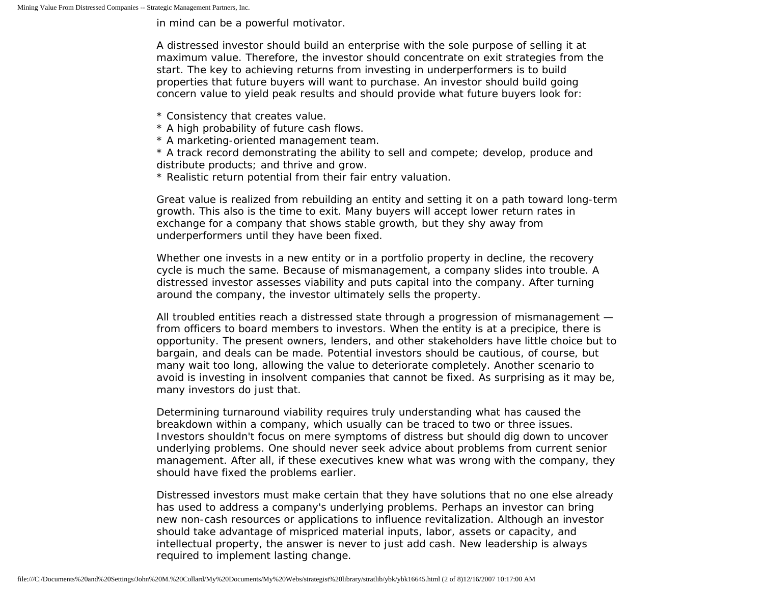in mind can be a powerful motivator.

A distressed investor should build an enterprise with the sole purpose of selling it at maximum value. Therefore, the investor should concentrate on exit strategies from the start. The key to achieving returns from investing in underperformers is to build properties that future buyers will want to purchase. An investor should build going concern value to yield peak results and should provide what future buyers look for:

* Consistency that creates value.
* A high probability of future cash flows.
* A marketing-oriented management team.
* A track record demonstrating the ability to sell and compete; develop, produce and distribute products; and thrive and grow.
* Realistic return potential from their fair entry valuation.

Great value is realized from rebuilding an entity and setting it on a path toward long-term growth. This also is the time to exit. Many buyers will accept lower return rates in exchange for a company that shows stable growth, but they shy away from underperformers until they have been fixed.

Whether one invests in a new entity or in a portfolio property in decline, the recovery cycle is much the same. Because of mismanagement, a company slides into trouble. A distressed investor assesses viability and puts capital into the company. After turning around the company, the investor ultimately sells the property.

All troubled entities reach a distressed state through a progression of mismanagement — from officers to board members to investors. When the entity is at a precipice, there is opportunity. The present owners, lenders, and other stakeholders have little choice but to bargain, and deals can be made. Potential investors should be cautious, of course, but many wait too long, allowing the value to deteriorate completely. Another scenario to avoid is investing in insolvent companies that cannot be fixed. As surprising as it may be, many investors do just that.

Determining turnaround viability requires truly understanding what has caused the breakdown within a company, which usually can be traced to two or three issues. Investors shouldn't focus on mere symptoms of distress but should dig down to uncover underlying problems. One should never seek advice about problems from current senior management. After all, if these executives knew what was wrong with the company, they should have fixed the problems earlier.

Distressed investors must make certain that they have solutions that no one else already has used to address a company's underlying problems. Perhaps an investor can bring new non-cash resources or applications to influence revitalization. Although an investor should take advantage of mispriced material inputs, labor, assets or capacity, and intellectual property, the answer is never to just add cash. New leadership is always required to implement lasting change.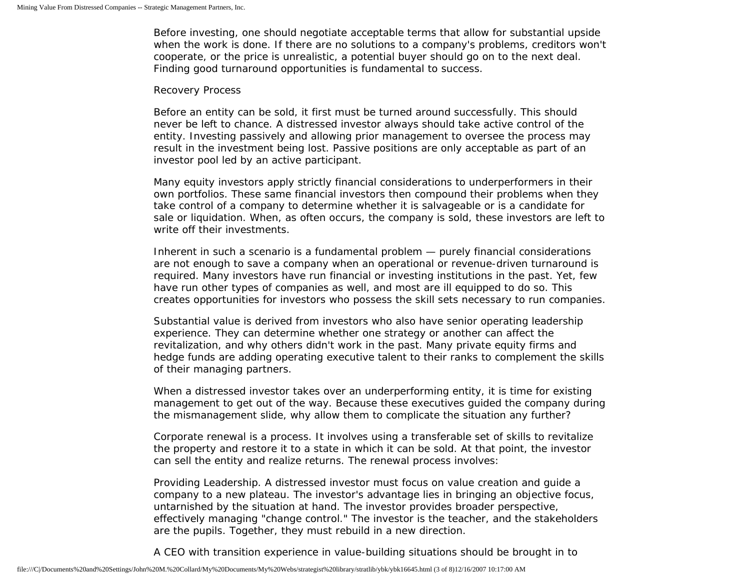Before investing, one should negotiate acceptable terms that allow for substantial upside when the work is done. If there are no solutions to a company's problems, creditors won't cooperate, or the price is unrealistic, a potential buyer should go on to the next deal. Finding good turnaround opportunities is fundamental to success.

## Recovery Process

Before an entity can be sold, it first must be turned around successfully. This should never be left to chance. A distressed investor always should take active control of the entity. Investing passively and allowing prior management to oversee the process may result in the investment being lost. Passive positions are only acceptable as part of an investor pool led by an active participant.

Many equity investors apply strictly financial considerations to underperformers in their own portfolios. These same financial investors then compound their problems when they take control of a company to determine whether it is salvageable or is a candidate for sale or liquidation. When, as often occurs, the company is sold, these investors are left to write off their investments.

Inherent in such a scenario is a fundamental problem — purely financial considerations are not enough to save a company when an operational or revenue-driven turnaround is required. Many investors have run financial or investing institutions in the past. Yet, few have run other types of companies as well, and most are ill equipped to do so. This creates opportunities for investors who possess the skill sets necessary to run companies.

Substantial value is derived from investors who also have senior operating leadership experience. They can determine whether one strategy or another can affect the revitalization, and why others didn't work in the past. Many private equity firms and hedge funds are adding operating executive talent to their ranks to complement the skills of their managing partners.

When a distressed investor takes over an underperforming entity, it is time for existing management to get out of the way. Because these executives guided the company during the mismanagement slide, why allow them to complicate the situation any further?

Corporate renewal is a process. It involves using a transferable set of skills to revitalize the property and restore it to a state in which it can be sold. At that point, the investor can sell the entity and realize returns. The renewal process involves:

Providing Leadership. A distressed investor must focus on value creation and guide a company to a new plateau. The investor's advantage lies in bringing an objective focus, untarnished by the situation at hand. The investor provides broader perspective, effectively managing "change control." The investor is the teacher, and the stakeholders are the pupils. Together, they must rebuild in a new direction.

A CEO with transition experience in value-building situations should be brought in to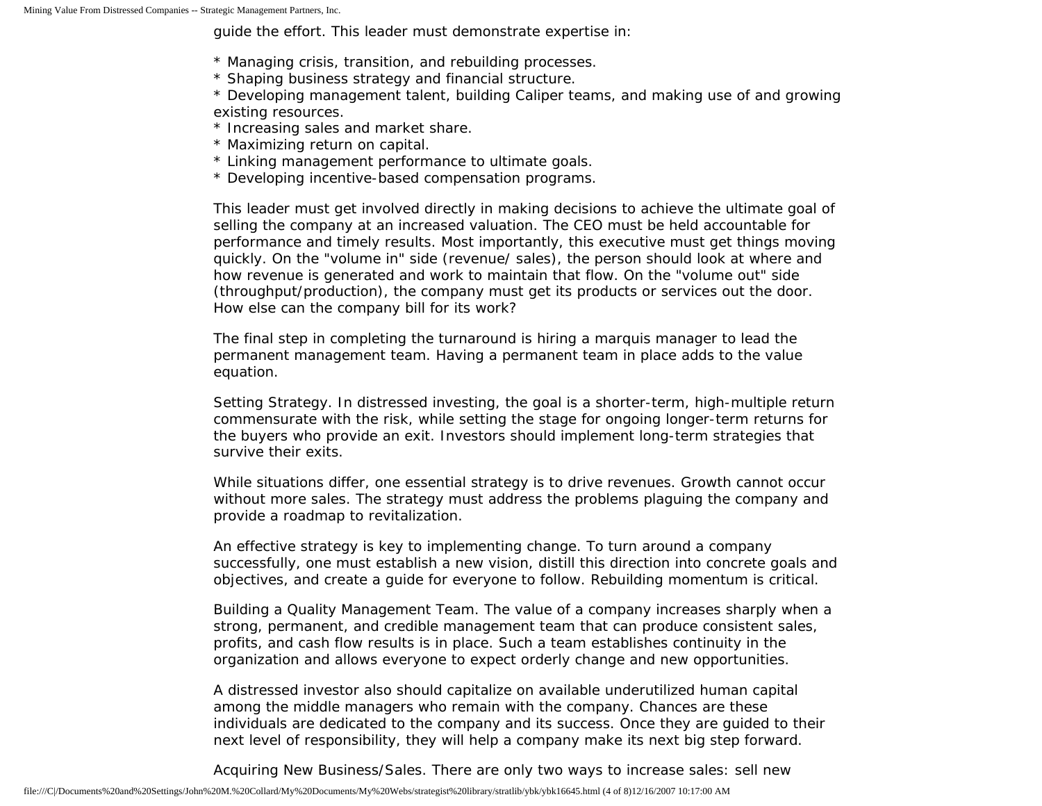guide the effort. This leader must demonstrate expertise in:

* Managing crisis, transition, and rebuilding processes.
* Shaping business strategy and financial structure.
* Developing management talent, building Caliper teams, and making use of and growing existing resources.
* Increasing sales and market share.
* Maximizing return on capital.
* Linking management performance to ultimate goals.
* Developing incentive-based compensation programs.

This leader must get involved directly in making decisions to achieve the ultimate goal of selling the company at an increased valuation. The CEO must be held accountable for performance and timely results. Most importantly, this executive must get things moving quickly. On the "volume in" side (revenue/ sales), the person should look at where and how revenue is generated and work to maintain that flow. On the "volume out" side (throughput/production), the company must get its products or services out the door. How else can the company bill for its work?

The final step in completing the turnaround is hiring a marquis manager to lead the permanent management team. Having a permanent team in place adds to the value equation.

Setting Strategy. In distressed investing, the goal is a shorter-term, high-multiple return commensurate with the risk, while setting the stage for ongoing longer-term returns for the buyers who provide an exit. Investors should implement long-term strategies that survive their exits.

While situations differ, one essential strategy is to drive revenues. Growth cannot occur without more sales. The strategy must address the problems plaguing the company and provide a roadmap to revitalization.

An effective strategy is key to implementing change. To turn around a company successfully, one must establish a new vision, distill this direction into concrete goals and objectives, and create a guide for everyone to follow. Rebuilding momentum is critical.

Building a Quality Management Team. The value of a company increases sharply when a strong, permanent, and credible management team that can produce consistent sales, profits, and cash flow results is in place. Such a team establishes continuity in the organization and allows everyone to expect orderly change and new opportunities.

A distressed investor also should capitalize on available underutilized human capital among the middle managers who remain with the company. Chances are these individuals are dedicated to the company and its success. Once they are guided to their next level of responsibility, they will help a company make its next big step forward.

Acquiring New Business/Sales. There are only two ways to increase sales: sell new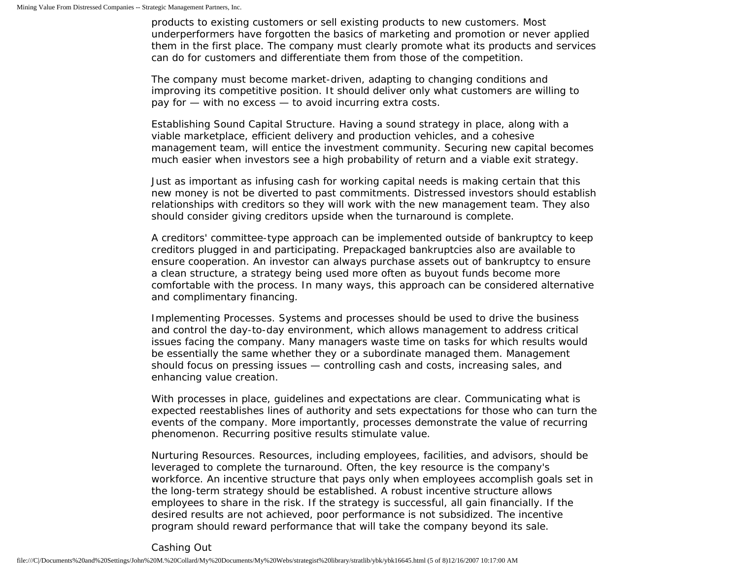products to existing customers or sell existing products to new customers. Most underperformers have forgotten the basics of marketing and promotion or never applied them in the first place. The company must clearly promote what its products and services can do for customers and differentiate them from those of the competition.

The company must become market-driven, adapting to changing conditions and improving its competitive position. It should deliver only what customers are willing to pay for — with no excess — to avoid incurring extra costs.

Establishing Sound Capital Structure. Having a sound strategy in place, along with a viable marketplace, efficient delivery and production vehicles, and a cohesive management team, will entice the investment community. Securing new capital becomes much easier when investors see a high probability of return and a viable exit strategy.

Just as important as infusing cash for working capital needs is making certain that this new money is not be diverted to past commitments. Distressed investors should establish relationships with creditors so they will work with the new management team. They also should consider giving creditors upside when the turnaround is complete.

A creditors' committee-type approach can be implemented outside of bankruptcy to keep creditors plugged in and participating. Prepackaged bankruptcies also are available to ensure cooperation. An investor can always purchase assets out of bankruptcy to ensure a clean structure, a strategy being used more often as buyout funds become more comfortable with the process. In many ways, this approach can be considered alternative and complimentary financing.

Implementing Processes. Systems and processes should be used to drive the business and control the day-to-day environment, which allows management to address critical issues facing the company. Many managers waste time on tasks for which results would be essentially the same whether they or a subordinate managed them. Management should focus on pressing issues — controlling cash and costs, increasing sales, and enhancing value creation.

With processes in place, guidelines and expectations are clear. Communicating what is expected reestablishes lines of authority and sets expectations for those who can turn the events of the company. More importantly, processes demonstrate the value of recurring phenomenon. Recurring positive results stimulate value.

Nurturing Resources. Resources, including employees, facilities, and advisors, should be leveraged to complete the turnaround. Often, the key resource is the company's workforce. An incentive structure that pays only when employees accomplish goals set in the long-term strategy should be established. A robust incentive structure allows employees to share in the risk. If the strategy is successful, all gain financially. If the desired results are not achieved, poor performance is not subsidized. The incentive program should reward performance that will take the company beyond its sale.

Cashing Out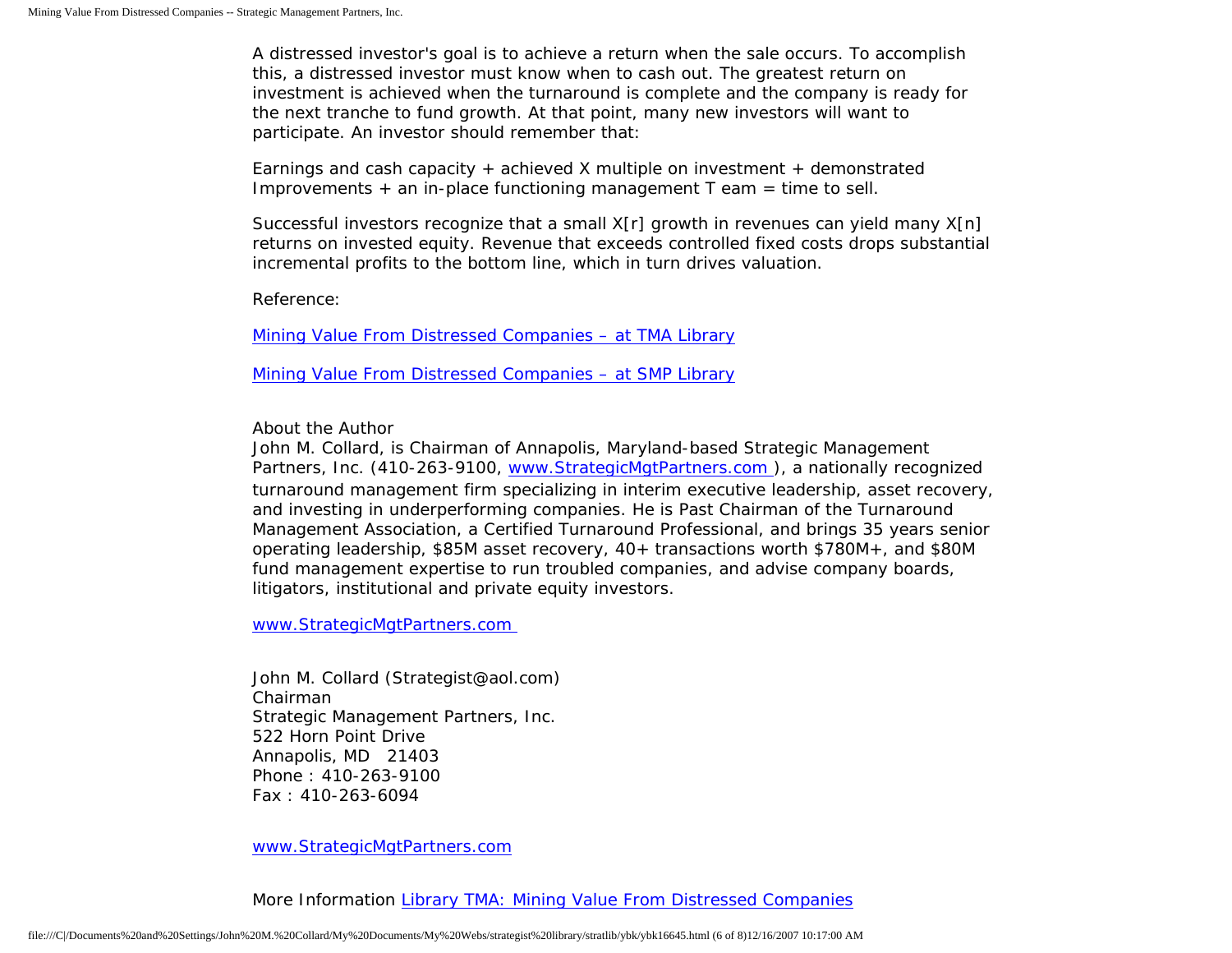A distressed investor's goal is to achieve a return when the sale occurs. To accomplish this, a distressed investor must know when to cash out. The greatest return on investment is achieved when the turnaround is complete and the company is ready for the next tranche to fund growth. At that point, many new investors will want to participate. An investor should remember that:

Earnings and cash capacity + achieved X multiple on investment + demonstrated Improvements + an in-place functioning management T eam = time to sell.

Successful investors recognize that a small X[r] growth in revenues can yield many X[n] returns on invested equity. Revenue that exceeds controlled fixed costs drops substantial incremental profits to the bottom line, which in turn drives valuation.

Reference:

[Mining Value From Distressed Companies – at TMA Library]()

[Mining Value From Distressed Companies – at SMP Library]()

About the Author
John M. Collard, is Chairman of Annapolis, Maryland-based Strategic Management Partners, Inc. (410-263-9100, [www.StrategicMgtPartners.com]()), a nationally recognized turnaround management firm specializing in interim executive leadership, asset recovery, and investing in underperforming companies. He is Past Chairman of the Turnaround Management Association, a Certified Turnaround Professional, and brings 35 years senior operating leadership, $85M asset recovery, 40+ transactions worth $780M+, and $80M fund management expertise to run troubled companies, and advise company boards, litigators, institutional and private equity investors.

[www.StrategicMgtPartners.com]()

John M. Collard (Strategist@aol.com)
Chairman
Strategic Management Partners, Inc.
522 Horn Point Drive
Annapolis, MD 21403
Phone : 410-263-9100
Fax : 410-263-6094

[www.StrategicMgtPartners.com]()

More Information [Library TMA: Mining Value From Distressed Companies]()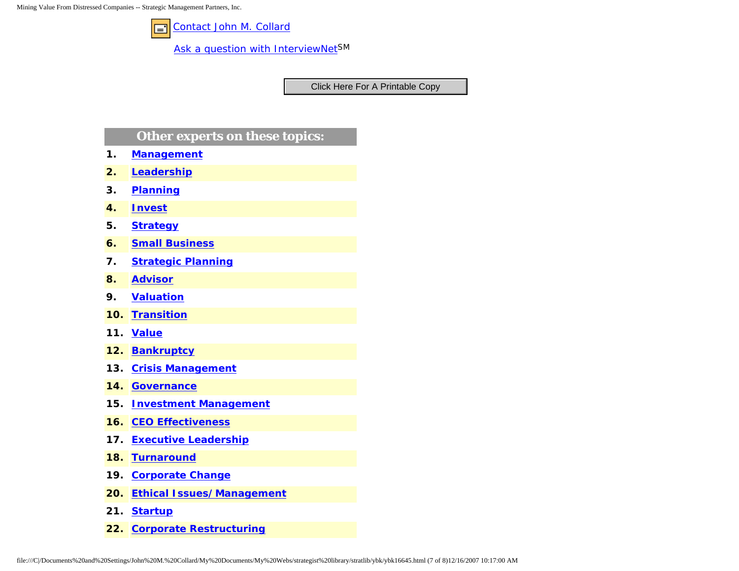Contact John M. Collard

Ask a question with InterviewNet SM

Click Here For A Printable Copy

## Other experts on these topics:

1. **Management**
2. **Leadership**
3. **Planning**
4. **Invest**
5. **Strategy**
6. **Small Business**
7. **Strategic Planning**
8. **Advisor**
9. **Valuation**
10. **Transition**
11. **Value**
12. **Bankruptcy**
13. **Crisis Management**
14. **Governance**
15. **Investment Management**
16. **CEO Effectiveness**
17. **Executive Leadership**
18. **Turnaround**
19. **Corporate Change**
20. **Ethical Issues/ Management**
21. **Startup**
22. **Corporate Restructuring**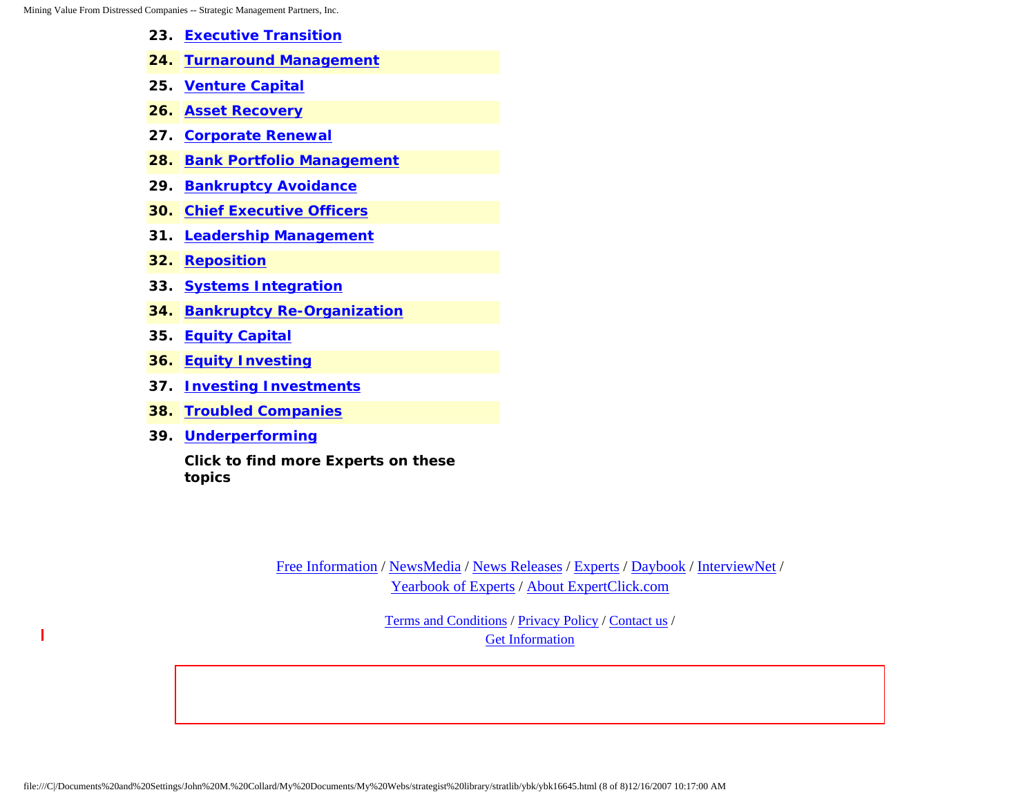23. **Executive Transition**
24. **Turnaround Management**
25. **Venture Capital**
26. **Asset Recovery**
27. **Corporate Renewal**
28. **Bank Portfolio Management**
29. **Bankruptcy Avoidance**
30. **Chief Executive Officers**
31. **Leadership Management**
32. **Reposition**
33. **Systems Integration**
34. **Bankruptcy Re-Organization**
35. **Equity Capital**
36. **Equity Investing**
37. **Investing Investments**
38. **Troubled Companies**
39. **Underperforming**

**Click to find more Experts on these topics**

Free Information / NewsMedia / News Releases / Experts / Daybook / InterviewNet / Yearbook of Experts / About ExpertClick.com

Terms and Conditions / Privacy Policy / Contact us / Get Information